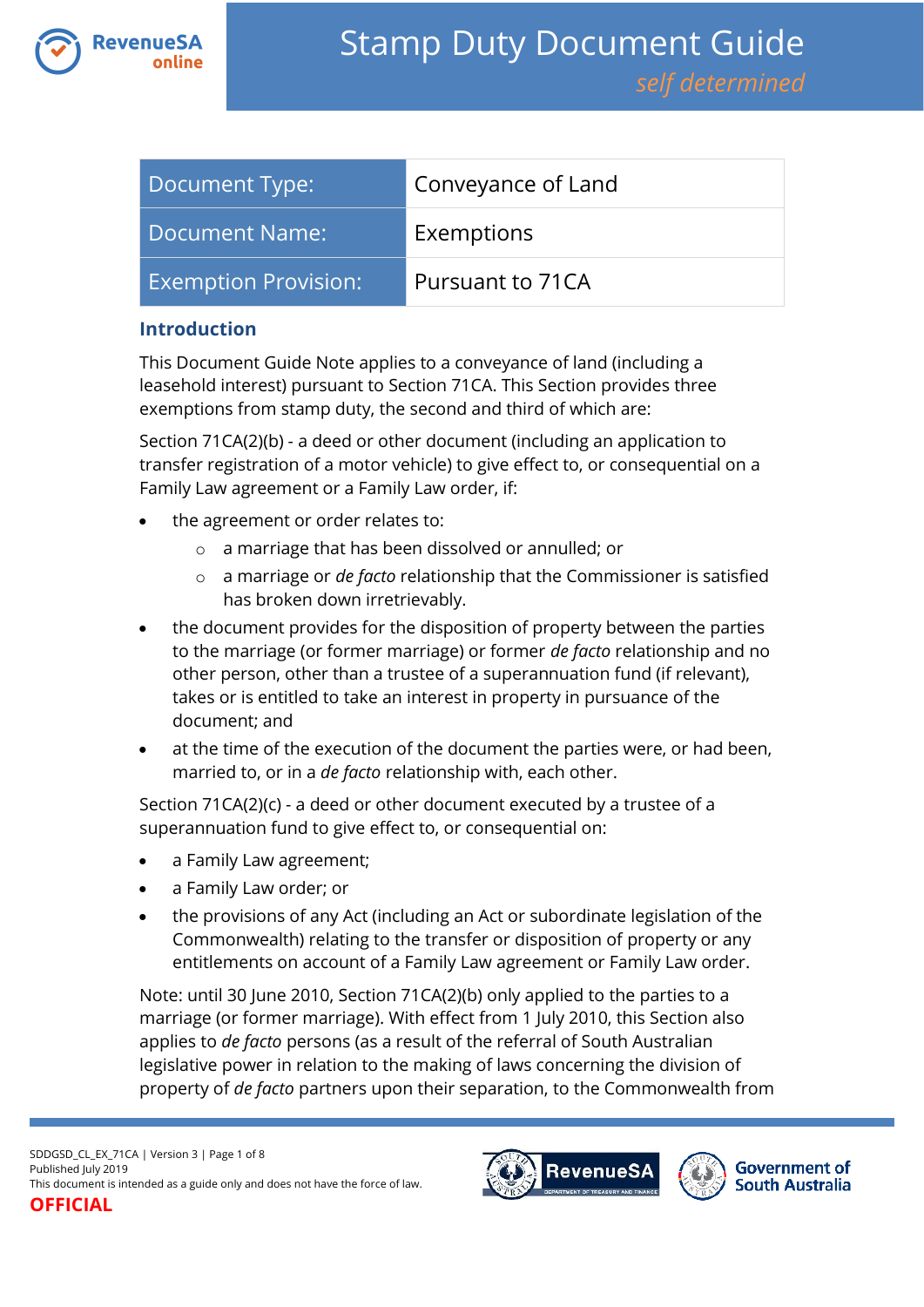# Stamp Duty Document Guide

*self determined*

| Document Type: | Conveyance of Land |
|---|---|
| Document Name: | Exemptions |
| Exemption Provision: | Pursuant to 71CA |

## Introduction

This Document Guide Note applies to a conveyance of land (including a leasehold interest) pursuant to Section 71CA. This Section provides three exemptions from stamp duty, the second and third of which are:

Section 71CA(2)(b) - a deed or other document (including an application to transfer registration of a motor vehicle) to give effect to, or consequential on a Family Law agreement or a Family Law order, if:

- the agreement or order relates to:
  - a marriage that has been dissolved or annulled; or
  - a marriage or *de facto* relationship that the Commissioner is satisfied has broken down irretrievably.
- the document provides for the disposition of property between the parties to the marriage (or former marriage) or former *de facto* relationship and no other person, other than a trustee of a superannuation fund (if relevant), takes or is entitled to take an interest in property in pursuance of the document; and
- at the time of the execution of the document the parties were, or had been, married to, or in a *de facto* relationship with, each other.

Section 71CA(2)(c) - a deed or other document executed by a trustee of a superannuation fund to give effect to, or consequential on:

- a Family Law agreement;
- a Family Law order; or
- the provisions of any Act (including an Act or subordinate legislation of the Commonwealth) relating to the transfer or disposition of property or any entitlements on account of a Family Law agreement or Family Law order.

Note: until 30 June 2010, Section 71CA(2)(b) only applied to the parties to a marriage (or former marriage). With effect from 1 July 2010, this Section also applies to *de facto* persons (as a result of the referral of South Australian legislative power in relation to the making of laws concerning the division of property of *de facto* partners upon their separation, to the Commonwealth from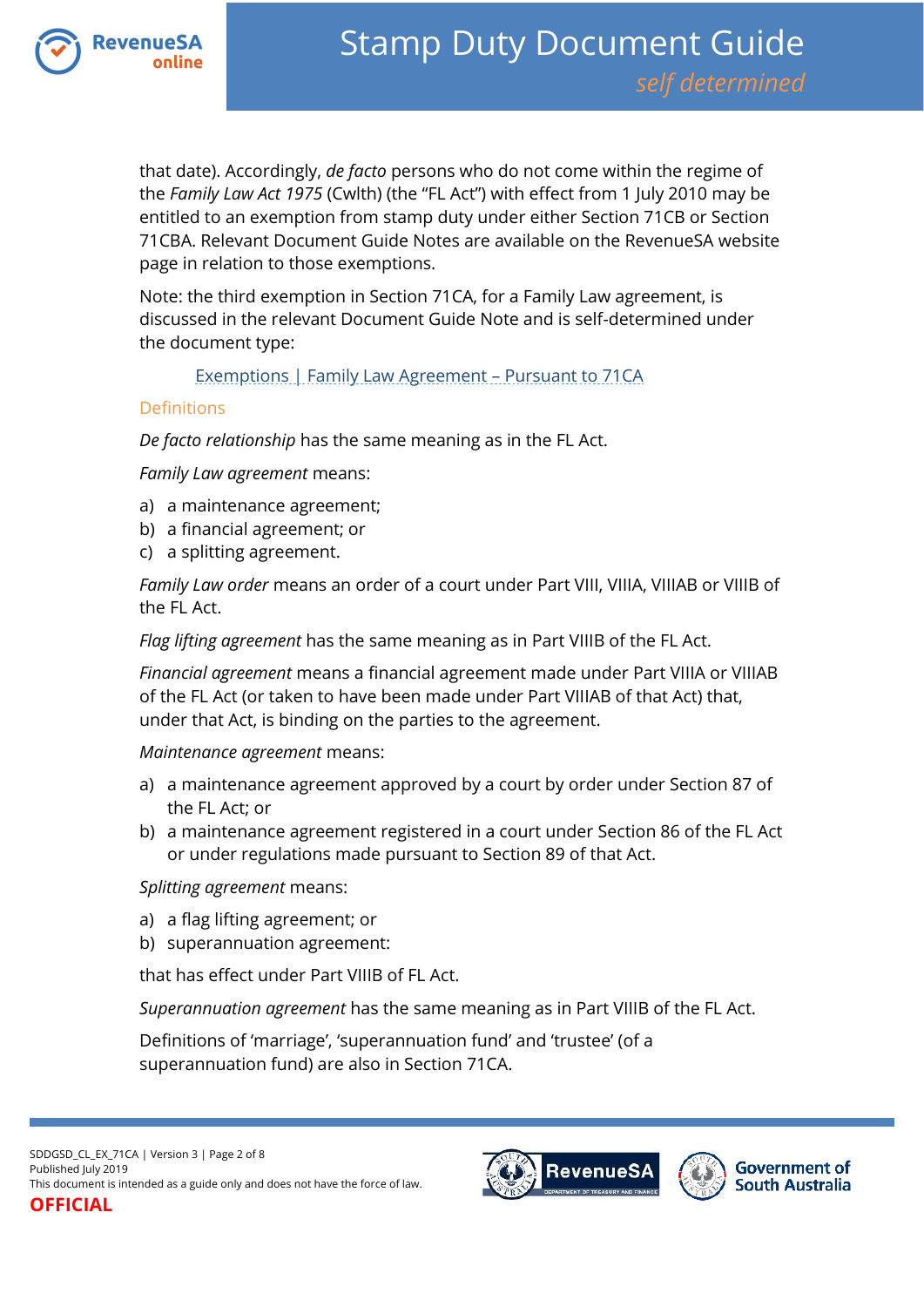that date). Accordingly, *de facto* persons who do not come within the regime of the *Family Law Act 1975* (Cwlth) (the "FL Act") with effect from 1 July 2010 may be entitled to an exemption from stamp duty under either Section 71CB or Section 71CBA. Relevant Document Guide Notes are available on the RevenueSA website page in relation to those exemptions.

Note: the third exemption in Section 71CA, for a Family Law agreement, is discussed in the relevant Document Guide Note and is self-determined under the document type:

> Exemptions | Family Law Agreement – Pursuant to 71CA

## Definitions

*De facto relationship* has the same meaning as in the FL Act.

*Family Law agreement* means:

a) a maintenance agreement;
b) a financial agreement; or
c) a splitting agreement.

*Family Law order* means an order of a court under Part VIII, VIIIA, VIIIAB or VIIIB of the FL Act.

*Flag lifting agreement* has the same meaning as in Part VIIIB of the FL Act.

*Financial agreement* means a financial agreement made under Part VIIIA or VIIIAB of the FL Act (or taken to have been made under Part VIIIAB of that Act) that, under that Act, is binding on the parties to the agreement.

*Maintenance agreement* means:

a) a maintenance agreement approved by a court by order under Section 87 of the FL Act; or
b) a maintenance agreement registered in a court under Section 86 of the FL Act or under regulations made pursuant to Section 89 of that Act.

*Splitting agreement* means:

a) a flag lifting agreement; or
b) superannuation agreement:

that has effect under Part VIIIB of FL Act.

*Superannuation agreement* has the same meaning as in Part VIIIB of the FL Act.

Definitions of 'marriage', 'superannuation fund' and 'trustee' (of a superannuation fund) are also in Section 71CA.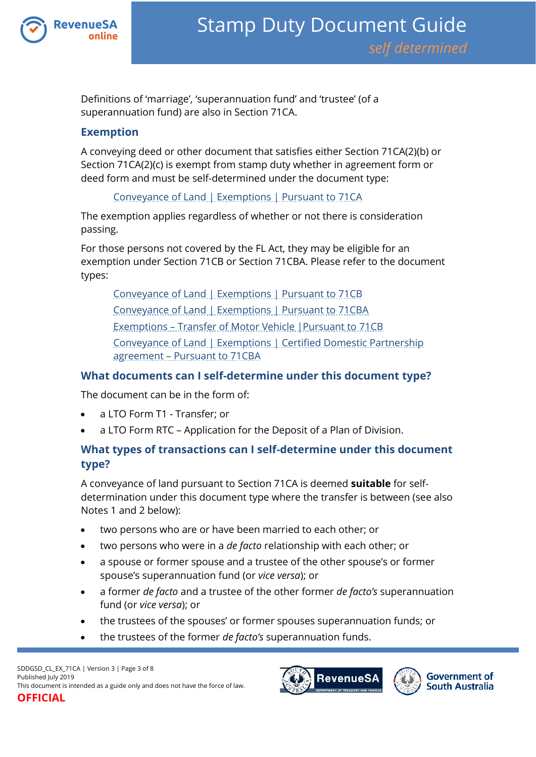Definitions of 'marriage', 'superannuation fund' and 'trustee' (of a superannuation fund) are also in Section 71CA.

## Exemption

A conveying deed or other document that satisfies either Section 71CA(2)(b) or Section 71CA(2)(c) is exempt from stamp duty whether in agreement form or deed form and must be self-determined under the document type:

Conveyance of Land | Exemptions | Pursuant to 71CA

The exemption applies regardless of whether or not there is consideration passing.

For those persons not covered by the FL Act, they may be eligible for an exemption under Section 71CB or Section 71CBA. Please refer to the document types:

Conveyance of Land | Exemptions | Pursuant to 71CB
Conveyance of Land | Exemptions | Pursuant to 71CBA
Exemptions – Transfer of Motor Vehicle | Pursuant to 71CB
Conveyance of Land | Exemptions | Certified Domestic Partnership agreement – Pursuant to 71CBA

## What documents can I self-determine under this document type?

The document can be in the form of:

- a LTO Form T1 - Transfer; or
- a LTO Form RTC – Application for the Deposit of a Plan of Division.

## What types of transactions can I self-determine under this document type?

A conveyance of land pursuant to Section 71CA is deemed **suitable** for self-determination under this document type where the transfer is between (see also Notes 1 and 2 below):

- two persons who are or have been married to each other; or
- two persons who were in a *de facto* relationship with each other; or
- a spouse or former spouse and a trustee of the other spouse's or former spouse's superannuation fund (or *vice versa*); or
- a former *de facto* and a trustee of the other former *de facto's* superannuation fund (or *vice versa*); or
- the trustees of the spouses' or former spouses superannuation funds; or
- the trustees of the former *de facto's* superannuation funds.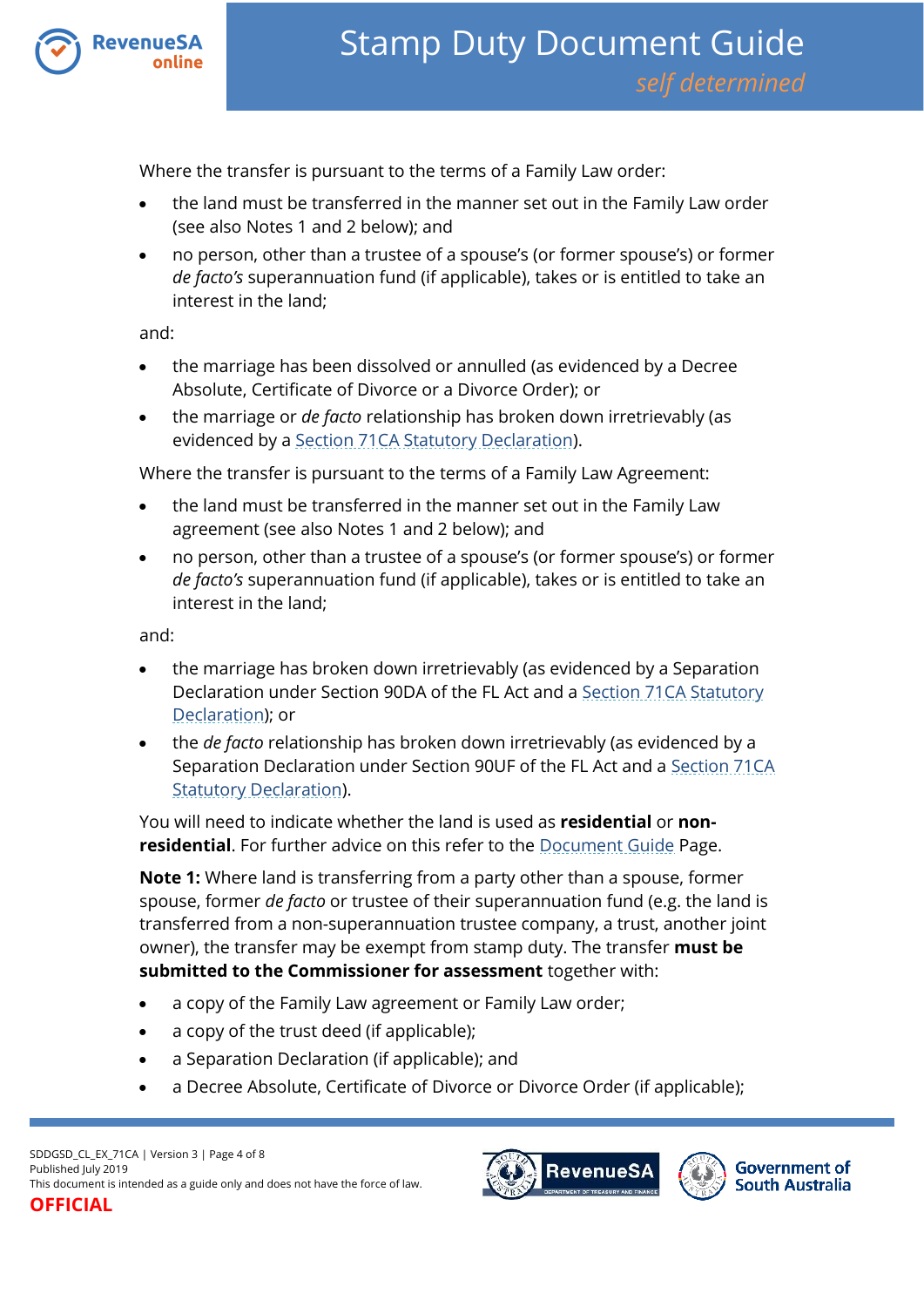Where the transfer is pursuant to the terms of a Family Law order:

- the land must be transferred in the manner set out in the Family Law order (see also Notes 1 and 2 below); and
- no person, other than a trustee of a spouse's (or former spouse's) or former *de facto's* superannuation fund (if applicable), takes or is entitled to take an interest in the land;

and:

- the marriage has been dissolved or annulled (as evidenced by a Decree Absolute, Certificate of Divorce or a Divorce Order); or
- the marriage or *de facto* relationship has broken down irretrievably (as evidenced by a Section 71CA Statutory Declaration).

Where the transfer is pursuant to the terms of a Family Law Agreement:

- the land must be transferred in the manner set out in the Family Law agreement (see also Notes 1 and 2 below); and
- no person, other than a trustee of a spouse's (or former spouse's) or former *de facto's* superannuation fund (if applicable), takes or is entitled to take an interest in the land;

and:

- the marriage has broken down irretrievably (as evidenced by a Separation Declaration under Section 90DA of the FL Act and a Section 71CA Statutory Declaration); or
- the *de facto* relationship has broken down irretrievably (as evidenced by a Separation Declaration under Section 90UF of the FL Act and a Section 71CA Statutory Declaration).

You will need to indicate whether the land is used as **residential** or **non-residential**. For further advice on this refer to the Document Guide Page.

**Note 1:** Where land is transferring from a party other than a spouse, former spouse, former *de facto* or trustee of their superannuation fund (e.g. the land is transferred from a non-superannuation trustee company, a trust, another joint owner), the transfer may be exempt from stamp duty. The transfer **must be submitted to the Commissioner for assessment** together with:

- a copy of the Family Law agreement or Family Law order;
- a copy of the trust deed (if applicable);
- a Separation Declaration (if applicable); and
- a Decree Absolute, Certificate of Divorce or Divorce Order (if applicable);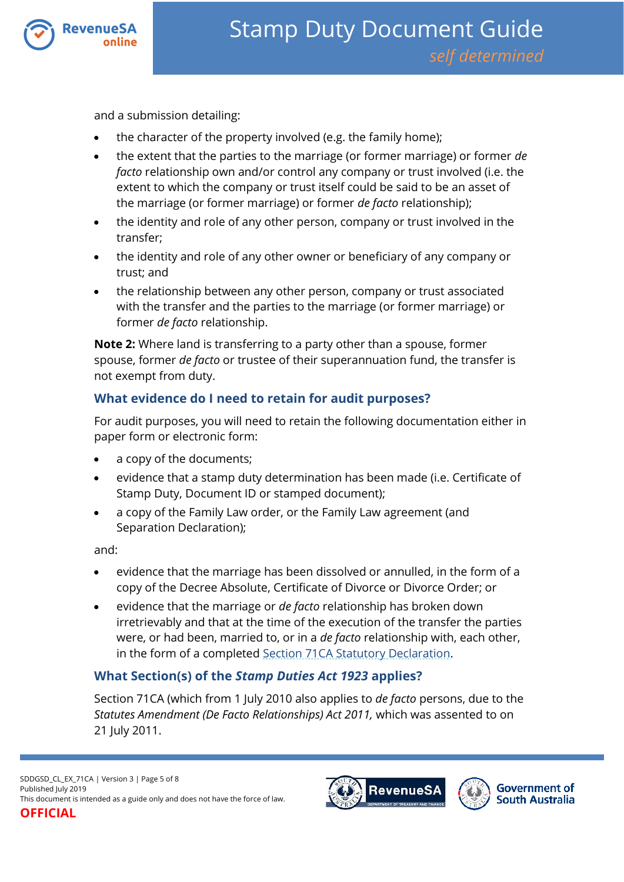and a submission detailing:

- the character of the property involved (e.g. the family home);
- the extent that the parties to the marriage (or former marriage) or former *de facto* relationship own and/or control any company or trust involved (i.e. the extent to which the company or trust itself could be said to be an asset of the marriage (or former marriage) or former *de facto* relationship);
- the identity and role of any other person, company or trust involved in the transfer;
- the identity and role of any other owner or beneficiary of any company or trust; and
- the relationship between any other person, company or trust associated with the transfer and the parties to the marriage (or former marriage) or former *de facto* relationship.

**Note 2:** Where land is transferring to a party other than a spouse, former spouse, former *de facto* or trustee of their superannuation fund, the transfer is not exempt from duty.

## What evidence do I need to retain for audit purposes?

For audit purposes, you will need to retain the following documentation either in paper form or electronic form:

- a copy of the documents;
- evidence that a stamp duty determination has been made (i.e. Certificate of Stamp Duty, Document ID or stamped document);
- a copy of the Family Law order, or the Family Law agreement (and Separation Declaration);

and:

- evidence that the marriage has been dissolved or annulled, in the form of a copy of the Decree Absolute, Certificate of Divorce or Divorce Order; or
- evidence that the marriage or *de facto* relationship has broken down irretrievably and that at the time of the execution of the transfer the parties were, or had been, married to, or in a *de facto* relationship with, each other, in the form of a completed Section 71CA Statutory Declaration.

## What Section(s) of the *Stamp Duties Act 1923* applies?

Section 71CA (which from 1 July 2010 also applies to *de facto* persons, due to the *Statutes Amendment (De Facto Relationships) Act 2011,* which was assented to on 21 July 2011.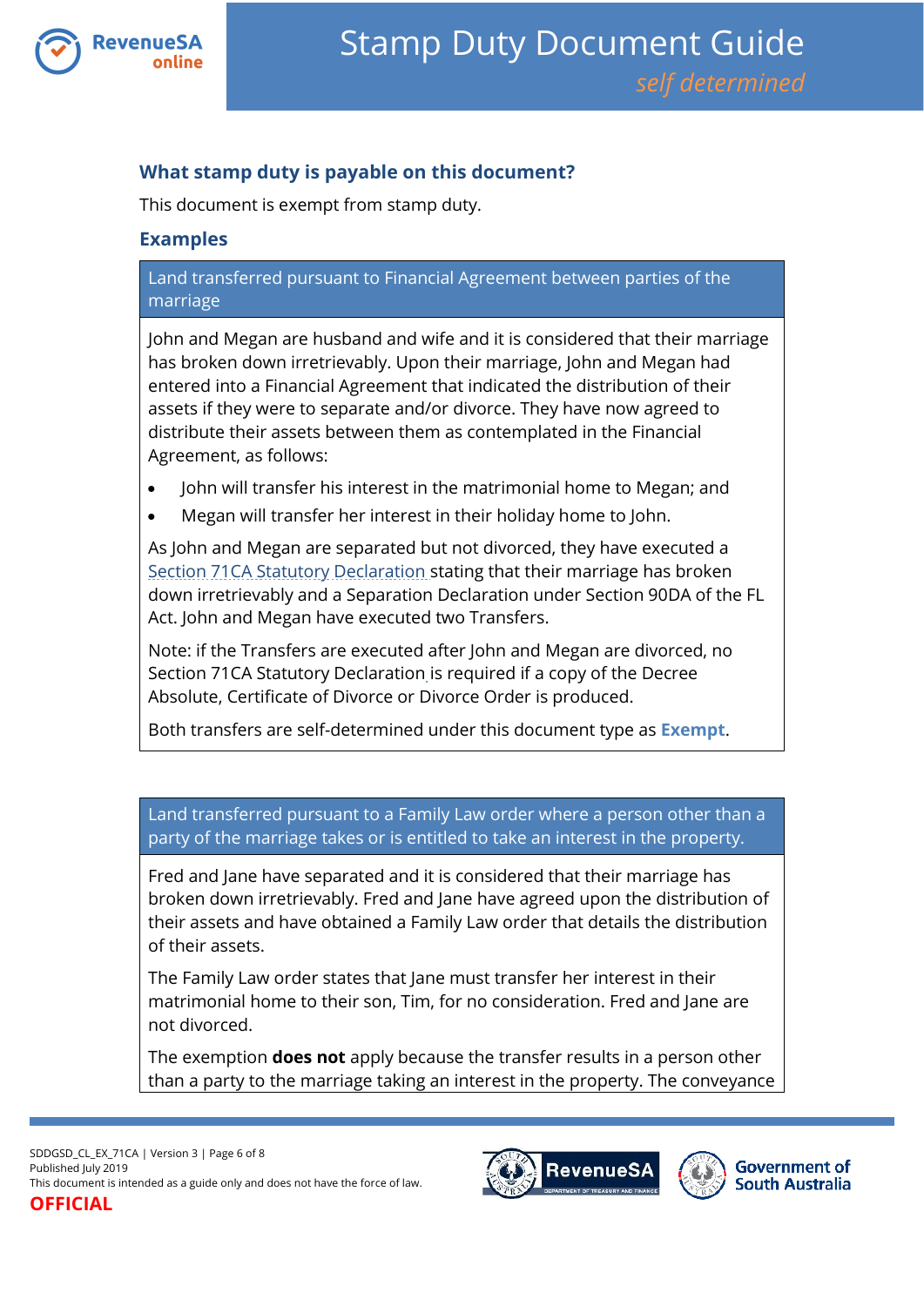## What stamp duty is payable on this document?

This document is exempt from stamp duty.

## Examples

| Land transferred pursuant to Financial Agreement between parties of the marriage |
|---|
| John and Megan are husband and wife and it is considered that their marriage has broken down irretrievably. Upon their marriage, John and Megan had entered into a Financial Agreement that indicated the distribution of their assets if they were to separate and/or divorce. They have now agreed to distribute their assets between them as contemplated in the Financial Agreement, as follows:<br>• John will transfer his interest in the matrimonial home to Megan; and<br>• Megan will transfer her interest in their holiday home to John.<br><br>As John and Megan are separated but not divorced, they have executed a Section 71CA Statutory Declaration stating that their marriage has broken down irretrievably and a Separation Declaration under Section 90DA of the FL Act. John and Megan have executed two Transfers.<br><br>Note: if the Transfers are executed after John and Megan are divorced, no Section 71CA Statutory Declaration is required if a copy of the Decree Absolute, Certificate of Divorce or Divorce Order is produced.<br><br>Both transfers are self-determined under this document type as **Exempt**. |

| Land transferred pursuant to a Family Law order where a person other than a party of the marriage takes or is entitled to take an interest in the property. |
|---|
| Fred and Jane have separated and it is considered that their marriage has broken down irretrievably. Fred and Jane have agreed upon the distribution of their assets and have obtained a Family Law order that details the distribution of their assets.<br><br>The Family Law order states that Jane must transfer her interest in their matrimonial home to their son, Tim, for no consideration. Fred and Jane are not divorced.<br><br>The exemption **does not** apply because the transfer results in a person other than a party to the marriage taking an interest in the property. The conveyance |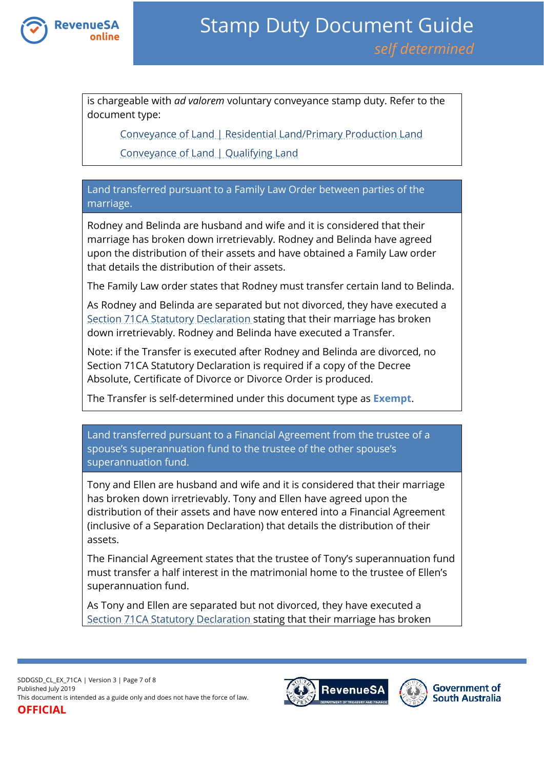is chargeable with *ad valorem* voluntary conveyance stamp duty. Refer to the document type:

Conveyance of Land | Residential Land/Primary Production Land

Conveyance of Land | Qualifying Land

### Land transferred pursuant to a Family Law Order between parties of the marriage.

Rodney and Belinda are husband and wife and it is considered that their marriage has broken down irretrievably. Rodney and Belinda have agreed upon the distribution of their assets and have obtained a Family Law order that details the distribution of their assets.

The Family Law order states that Rodney must transfer certain land to Belinda.

As Rodney and Belinda are separated but not divorced, they have executed a Section 71CA Statutory Declaration stating that their marriage has broken down irretrievably. Rodney and Belinda have executed a Transfer.

Note: if the Transfer is executed after Rodney and Belinda are divorced, no Section 71CA Statutory Declaration is required if a copy of the Decree Absolute, Certificate of Divorce or Divorce Order is produced.

The Transfer is self-determined under this document type as **Exempt**.

### Land transferred pursuant to a Financial Agreement from the trustee of a spouse's superannuation fund to the trustee of the other spouse's superannuation fund.

Tony and Ellen are husband and wife and it is considered that their marriage has broken down irretrievably. Tony and Ellen have agreed upon the distribution of their assets and have now entered into a Financial Agreement (inclusive of a Separation Declaration) that details the distribution of their assets.

The Financial Agreement states that the trustee of Tony's superannuation fund must transfer a half interest in the matrimonial home to the trustee of Ellen's superannuation fund.

As Tony and Ellen are separated but not divorced, they have executed a Section 71CA Statutory Declaration stating that their marriage has broken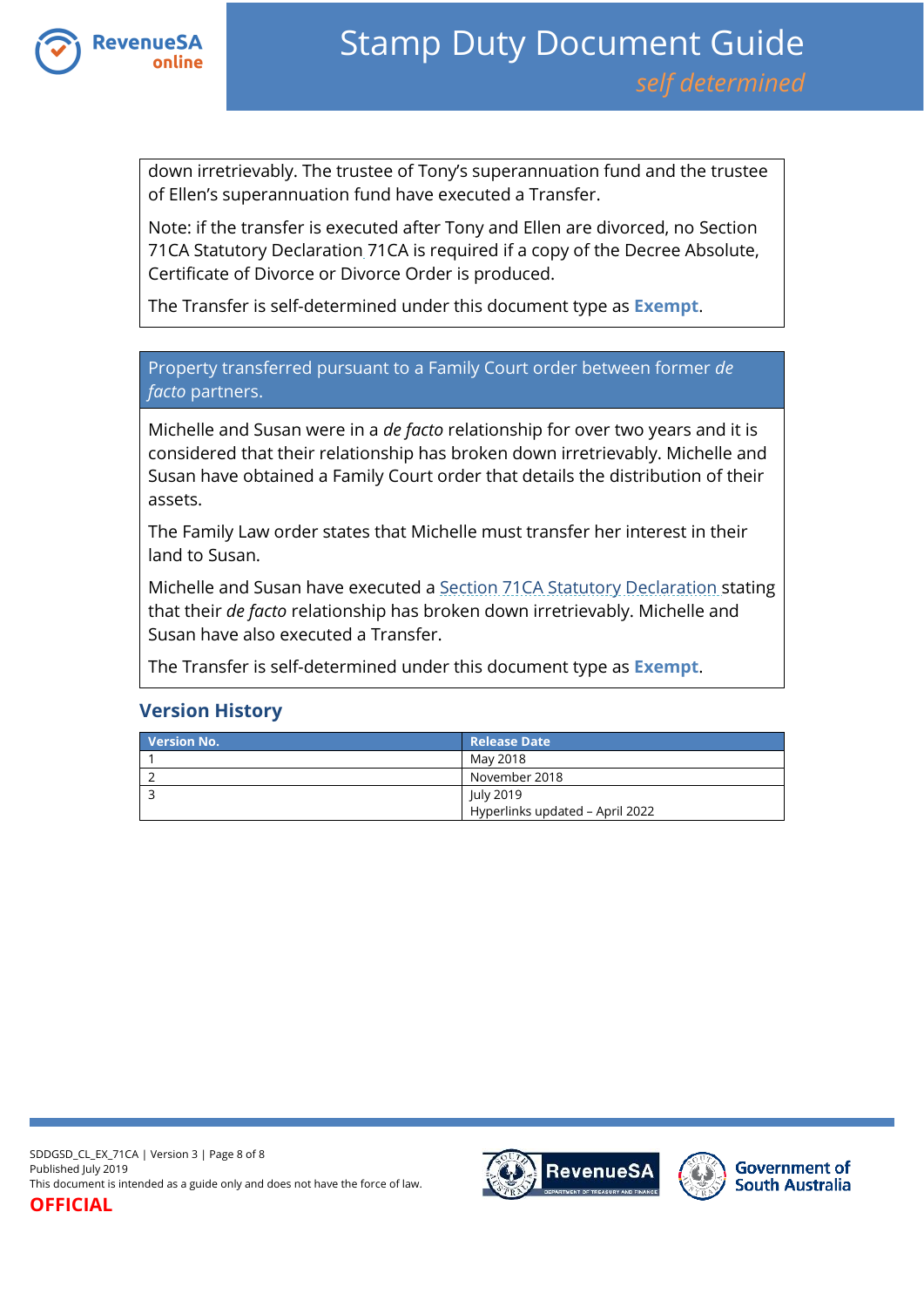down irretrievably. The trustee of Tony's superannuation fund and the trustee of Ellen's superannuation fund have executed a Transfer.

Note: if the transfer is executed after Tony and Ellen are divorced, no Section 71CA Statutory Declaration 71CA is required if a copy of the Decree Absolute, Certificate of Divorce or Divorce Order is produced.

The Transfer is self-determined under this document type as **Exempt**.

### Property transferred pursuant to a Family Court order between former *de facto* partners.

Michelle and Susan were in a *de facto* relationship for over two years and it is considered that their relationship has broken down irretrievably. Michelle and Susan have obtained a Family Court order that details the distribution of their assets.

The Family Law order states that Michelle must transfer her interest in their land to Susan.

Michelle and Susan have executed a Section 71CA Statutory Declaration stating that their *de facto* relationship has broken down irretrievably. Michelle and Susan have also executed a Transfer.

The Transfer is self-determined under this document type as **Exempt**.

## Version History

| Version No. | Release Date |
| --- | --- |
| 1 | May 2018 |
| 2 | November 2018 |
| 3 | July 2019<br>Hyperlinks updated – April 2022 |

SDDGSD_CL_EX_71CA | Version 3
Published July 2019
This document is intended as a guide only and does not have the force of law.
**OFFICIAL**